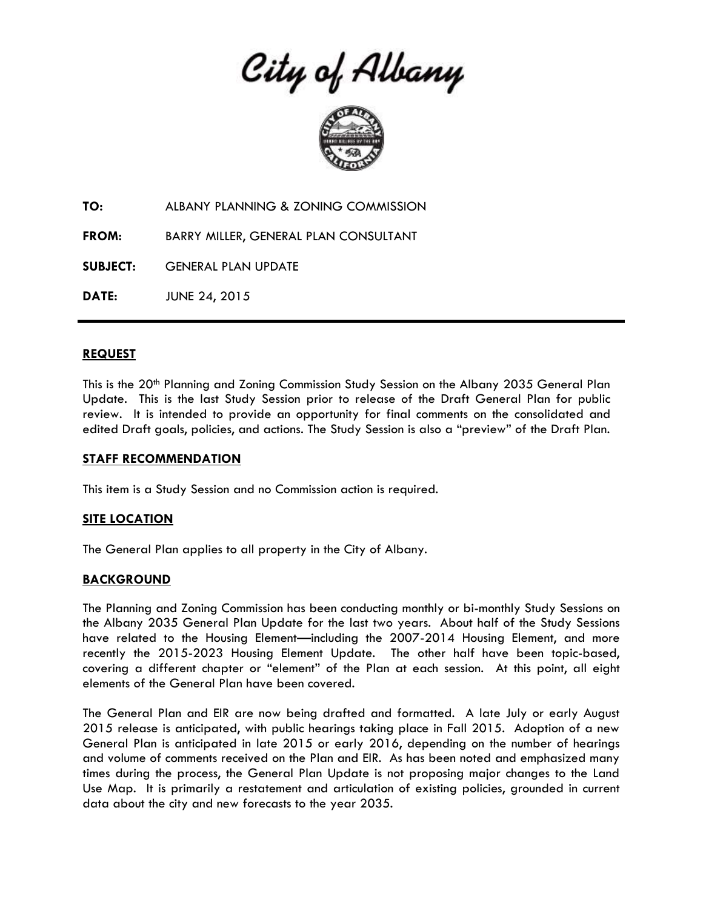# City of Albany

**TO:** ALBANY PLANNING & ZONING COMMISSION

**FROM:** BARRY MILLER, GENERAL PLAN CONSULTANT

**SUBJECT:** GENERAL PLAN UPDATE

**DATE:** JUNE 24, 2015

---

## REQUEST

This is the 20th Planning and Zoning Commission Study Session on the Albany 2035 General Plan Update. This is the last Study Session prior to release of the Draft General Plan for public review. It is intended to provide an opportunity for final comments on the consolidated and edited Draft goals, policies, and actions. The Study Session is also a "preview" of the Draft Plan.

## STAFF RECOMMENDATION

This item is a Study Session and no Commission action is required.

## SITE LOCATION

The General Plan applies to all property in the City of Albany.

## BACKGROUND

The Planning and Zoning Commission has been conducting monthly or bi-monthly Study Sessions on the Albany 2035 General Plan Update for the last two years. About half of the Study Sessions have related to the Housing Element—including the 2007-2014 Housing Element, and more recently the 2015-2023 Housing Element Update. The other half have been topic-based, covering a different chapter or "element" of the Plan at each session. At this point, all eight elements of the General Plan have been covered.

The General Plan and EIR are now being drafted and formatted. A late July or early August 2015 release is anticipated, with public hearings taking place in Fall 2015. Adoption of a new General Plan is anticipated in late 2015 or early 2016, depending on the number of hearings and volume of comments received on the Plan and EIR. As has been noted and emphasized many times during the process, the General Plan Update is not proposing major changes to the Land Use Map. It is primarily a restatement and articulation of existing policies, grounded in current data about the city and new forecasts to the year 2035.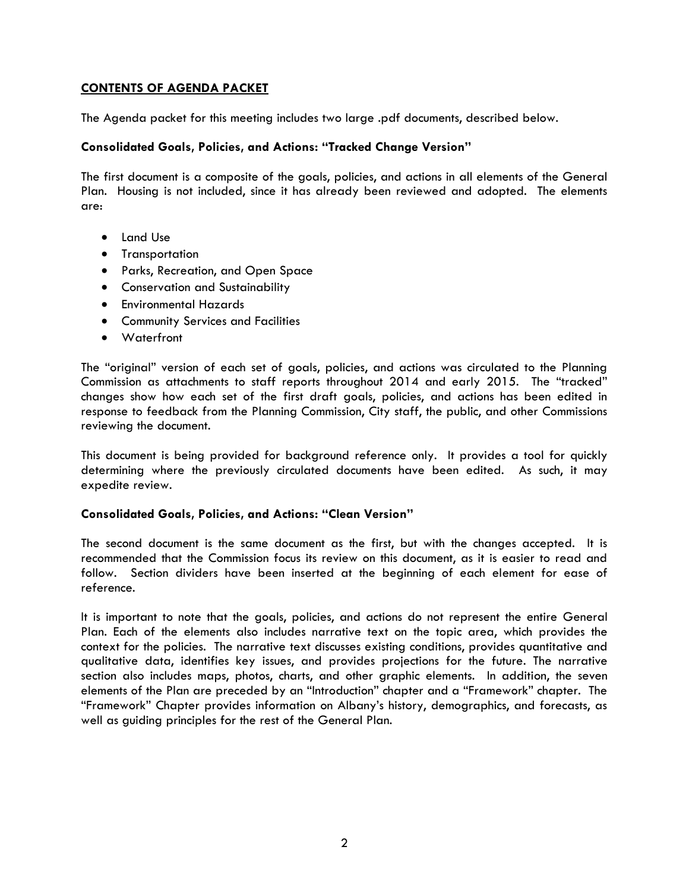## CONTENTS OF AGENDA PACKET

The Agenda packet for this meeting includes two large .pdf documents, described below.

### Consolidated Goals, Policies, and Actions: "Tracked Change Version"

The first document is a composite of the goals, policies, and actions in all elements of the General Plan. Housing is not included, since it has already been reviewed and adopted. The elements are:

- Land Use
- Transportation
- Parks, Recreation, and Open Space
- Conservation and Sustainability
- Environmental Hazards
- Community Services and Facilities
- Waterfront

The "original" version of each set of goals, policies, and actions was circulated to the Planning Commission as attachments to staff reports throughout 2014 and early 2015. The "tracked" changes show how each set of the first draft goals, policies, and actions has been edited in response to feedback from the Planning Commission, City staff, the public, and other Commissions reviewing the document.

This document is being provided for background reference only. It provides a tool for quickly determining where the previously circulated documents have been edited. As such, it may expedite review.

### Consolidated Goals, Policies, and Actions: "Clean Version"

The second document is the same document as the first, but with the changes accepted. It is recommended that the Commission focus its review on this document, as it is easier to read and follow. Section dividers have been inserted at the beginning of each element for ease of reference.

It is important to note that the goals, policies, and actions do not represent the entire General Plan. Each of the elements also includes narrative text on the topic area, which provides the context for the policies. The narrative text discusses existing conditions, provides quantitative and qualitative data, identifies key issues, and provides projections for the future. The narrative section also includes maps, photos, charts, and other graphic elements. In addition, the seven elements of the Plan are preceded by an "Introduction" chapter and a "Framework" chapter. The "Framework" Chapter provides information on Albany's history, demographics, and forecasts, as well as guiding principles for the rest of the General Plan.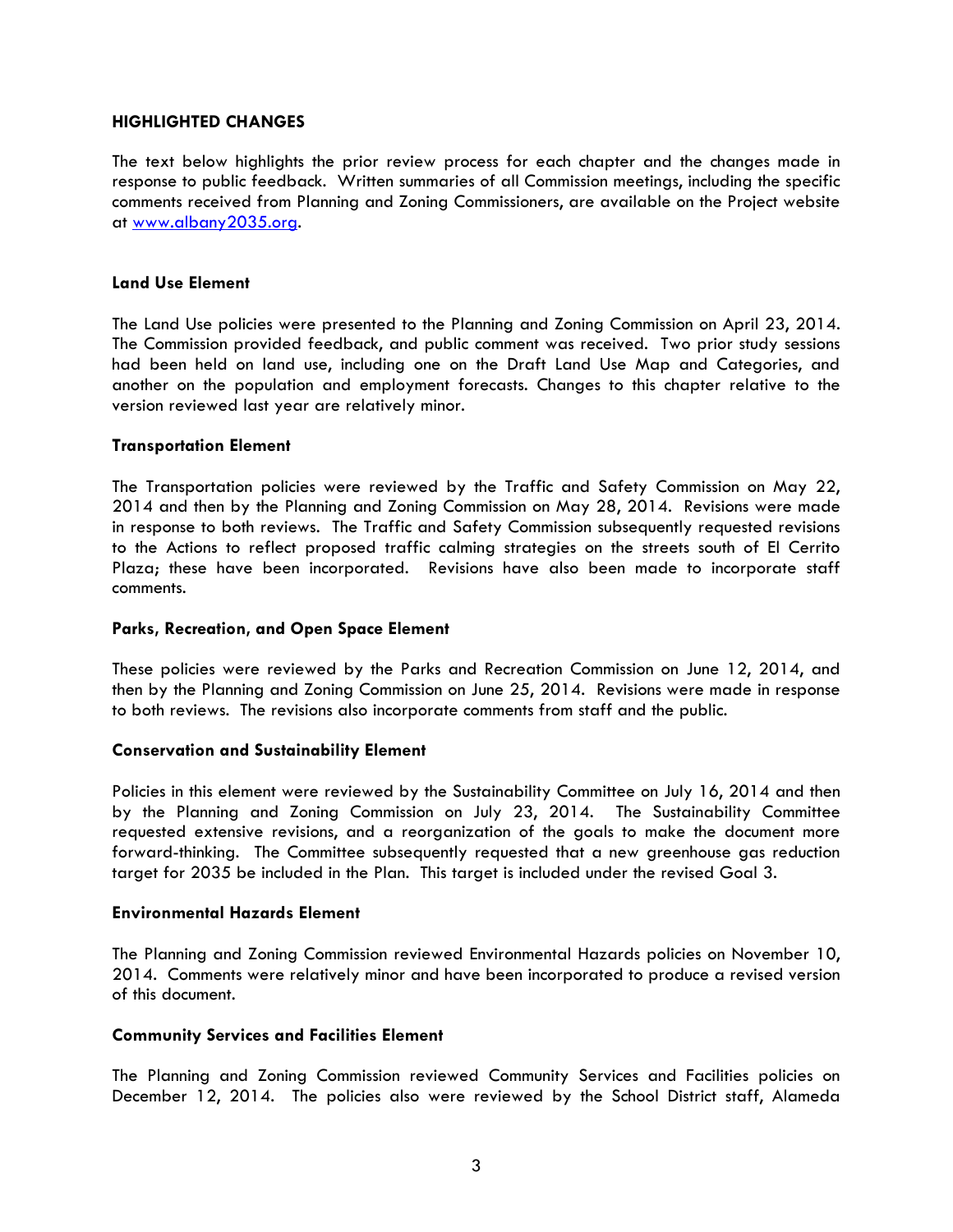## HIGHLIGHTED CHANGES

The text below highlights the prior review process for each chapter and the changes made in response to public feedback. Written summaries of all Commission meetings, including the specific comments received from Planning and Zoning Commissioners, are available on the Project website at [www.albany2035.org](http://www.albany2035.org).

### Land Use Element

The Land Use policies were presented to the Planning and Zoning Commission on April 23, 2014. The Commission provided feedback, and public comment was received. Two prior study sessions had been held on land use, including one on the Draft Land Use Map and Categories, and another on the population and employment forecasts. Changes to this chapter relative to the version reviewed last year are relatively minor.

### Transportation Element

The Transportation policies were reviewed by the Traffic and Safety Commission on May 22, 2014 and then by the Planning and Zoning Commission on May 28, 2014. Revisions were made in response to both reviews. The Traffic and Safety Commission subsequently requested revisions to the Actions to reflect proposed traffic calming strategies on the streets south of El Cerrito Plaza; these have been incorporated. Revisions have also been made to incorporate staff comments.

### Parks, Recreation, and Open Space Element

These policies were reviewed by the Parks and Recreation Commission on June 12, 2014, and then by the Planning and Zoning Commission on June 25, 2014. Revisions were made in response to both reviews. The revisions also incorporate comments from staff and the public.

### Conservation and Sustainability Element

Policies in this element were reviewed by the Sustainability Committee on July 16, 2014 and then by the Planning and Zoning Commission on July 23, 2014. The Sustainability Committee requested extensive revisions, and a reorganization of the goals to make the document more forward-thinking. The Committee subsequently requested that a new greenhouse gas reduction target for 2035 be included in the Plan. This target is included under the revised Goal 3.

### Environmental Hazards Element

The Planning and Zoning Commission reviewed Environmental Hazards policies on November 10, 2014. Comments were relatively minor and have been incorporated to produce a revised version of this document.

### Community Services and Facilities Element

The Planning and Zoning Commission reviewed Community Services and Facilities policies on December 12, 2014. The policies also were reviewed by the School District staff, Alameda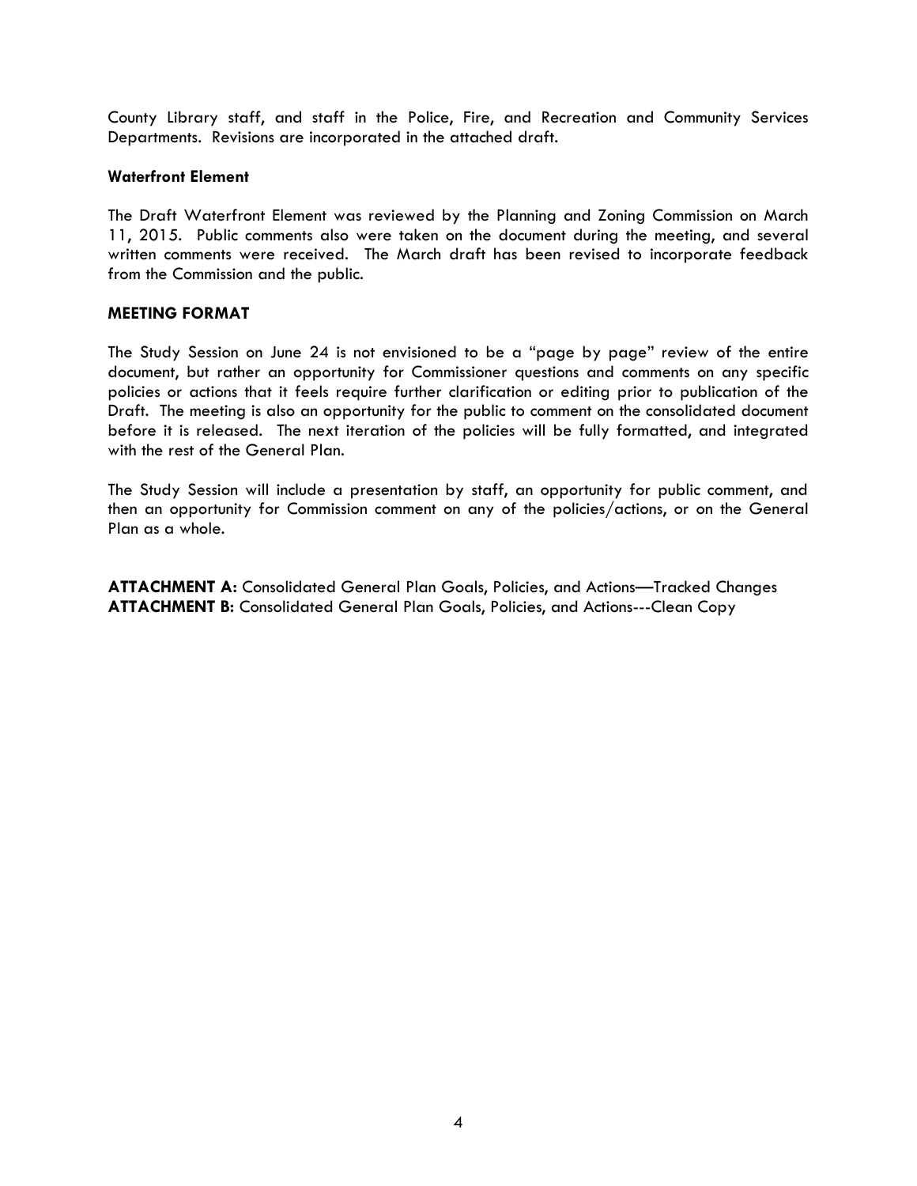County Library staff, and staff in the Police, Fire, and Recreation and Community Services Departments. Revisions are incorporated in the attached draft.

**Waterfront Element**

The Draft Waterfront Element was reviewed by the Planning and Zoning Commission on March 11, 2015. Public comments also were taken on the document during the meeting, and several written comments were received. The March draft has been revised to incorporate feedback from the Commission and the public.

**MEETING FORMAT**

The Study Session on June 24 is not envisioned to be a "page by page" review of the entire document, but rather an opportunity for Commissioner questions and comments on any specific policies or actions that it feels require further clarification or editing prior to publication of the Draft. The meeting is also an opportunity for the public to comment on the consolidated document before it is released. The next iteration of the policies will be fully formatted, and integrated with the rest of the General Plan.

The Study Session will include a presentation by staff, an opportunity for public comment, and then an opportunity for Commission comment on any of the policies/actions, or on the General Plan as a whole.

**ATTACHMENT A:** Consolidated General Plan Goals, Policies, and Actions—Tracked Changes
**ATTACHMENT B:** Consolidated General Plan Goals, Policies, and Actions---Clean Copy